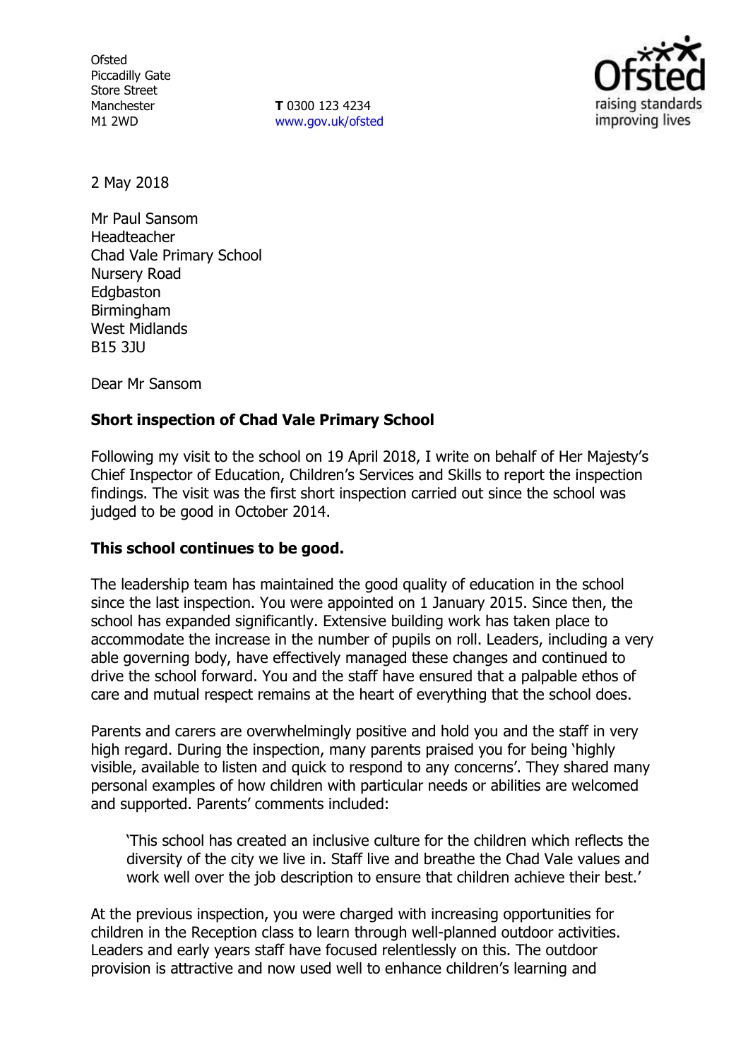Ofsted
Piccadilly Gate
Store Street
Manchester
M1 2WD

**T** 0300 123 4234
www.gov.uk/ofsted

2 May 2018

Mr Paul Sansom
Headteacher
Chad Vale Primary School
Nursery Road
Edgbaston
Birmingham
West Midlands
B15 3JU

Dear Mr Sansom

**Short inspection of Chad Vale Primary School**

Following my visit to the school on 19 April 2018, I write on behalf of Her Majesty's Chief Inspector of Education, Children's Services and Skills to report the inspection findings. The visit was the first short inspection carried out since the school was judged to be good in October 2014.

**This school continues to be good.**

The leadership team has maintained the good quality of education in the school since the last inspection. You were appointed on 1 January 2015. Since then, the school has expanded significantly. Extensive building work has taken place to accommodate the increase in the number of pupils on roll. Leaders, including a very able governing body, have effectively managed these changes and continued to drive the school forward. You and the staff have ensured that a palpable ethos of care and mutual respect remains at the heart of everything that the school does.

Parents and carers are overwhelmingly positive and hold you and the staff in very high regard. During the inspection, many parents praised you for being 'highly visible, available to listen and quick to respond to any concerns'. They shared many personal examples of how children with particular needs or abilities are welcomed and supported. Parents' comments included:

> 'This school has created an inclusive culture for the children which reflects the diversity of the city we live in. Staff live and breathe the Chad Vale values and work well over the job description to ensure that children achieve their best.'

At the previous inspection, you were charged with increasing opportunities for children in the Reception class to learn through well-planned outdoor activities. Leaders and early years staff have focused relentlessly on this. The outdoor provision is attractive and now used well to enhance children's learning and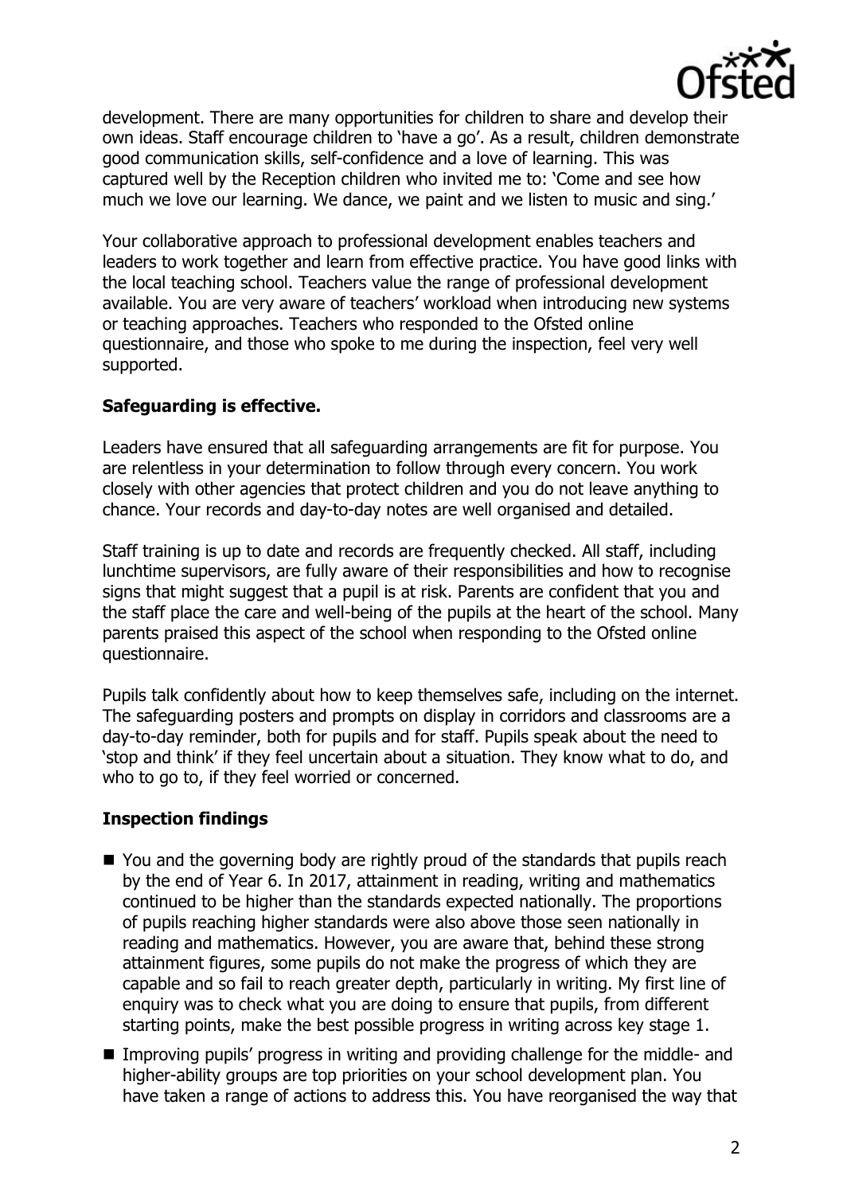development. There are many opportunities for children to share and develop their own ideas. Staff encourage children to 'have a go'. As a result, children demonstrate good communication skills, self-confidence and a love of learning. This was captured well by the Reception children who invited me to: 'Come and see how much we love our learning. We dance, we paint and we listen to music and sing.'

Your collaborative approach to professional development enables teachers and leaders to work together and learn from effective practice. You have good links with the local teaching school. Teachers value the range of professional development available. You are very aware of teachers' workload when introducing new systems or teaching approaches. Teachers who responded to the Ofsted online questionnaire, and those who spoke to me during the inspection, feel very well supported.

**Safeguarding is effective.**

Leaders have ensured that all safeguarding arrangements are fit for purpose. You are relentless in your determination to follow through every concern. You work closely with other agencies that protect children and you do not leave anything to chance. Your records and day-to-day notes are well organised and detailed.

Staff training is up to date and records are frequently checked. All staff, including lunchtime supervisors, are fully aware of their responsibilities and how to recognise signs that might suggest that a pupil is at risk. Parents are confident that you and the staff place the care and well-being of the pupils at the heart of the school. Many parents praised this aspect of the school when responding to the Ofsted online questionnaire.

Pupils talk confidently about how to keep themselves safe, including on the internet. The safeguarding posters and prompts on display in corridors and classrooms are a day-to-day reminder, both for pupils and for staff. Pupils speak about the need to 'stop and think' if they feel uncertain about a situation. They know what to do, and who to go to, if they feel worried or concerned.

**Inspection findings**

- You and the governing body are rightly proud of the standards that pupils reach by the end of Year 6. In 2017, attainment in reading, writing and mathematics continued to be higher than the standards expected nationally. The proportions of pupils reaching higher standards were also above those seen nationally in reading and mathematics. However, you are aware that, behind these strong attainment figures, some pupils do not make the progress of which they are capable and so fail to reach greater depth, particularly in writing. My first line of enquiry was to check what you are doing to ensure that pupils, from different starting points, make the best possible progress in writing across key stage 1.
- Improving pupils' progress in writing and providing challenge for the middle- and higher-ability groups are top priorities on your school development plan. You have taken a range of actions to address this. You have reorganised the way that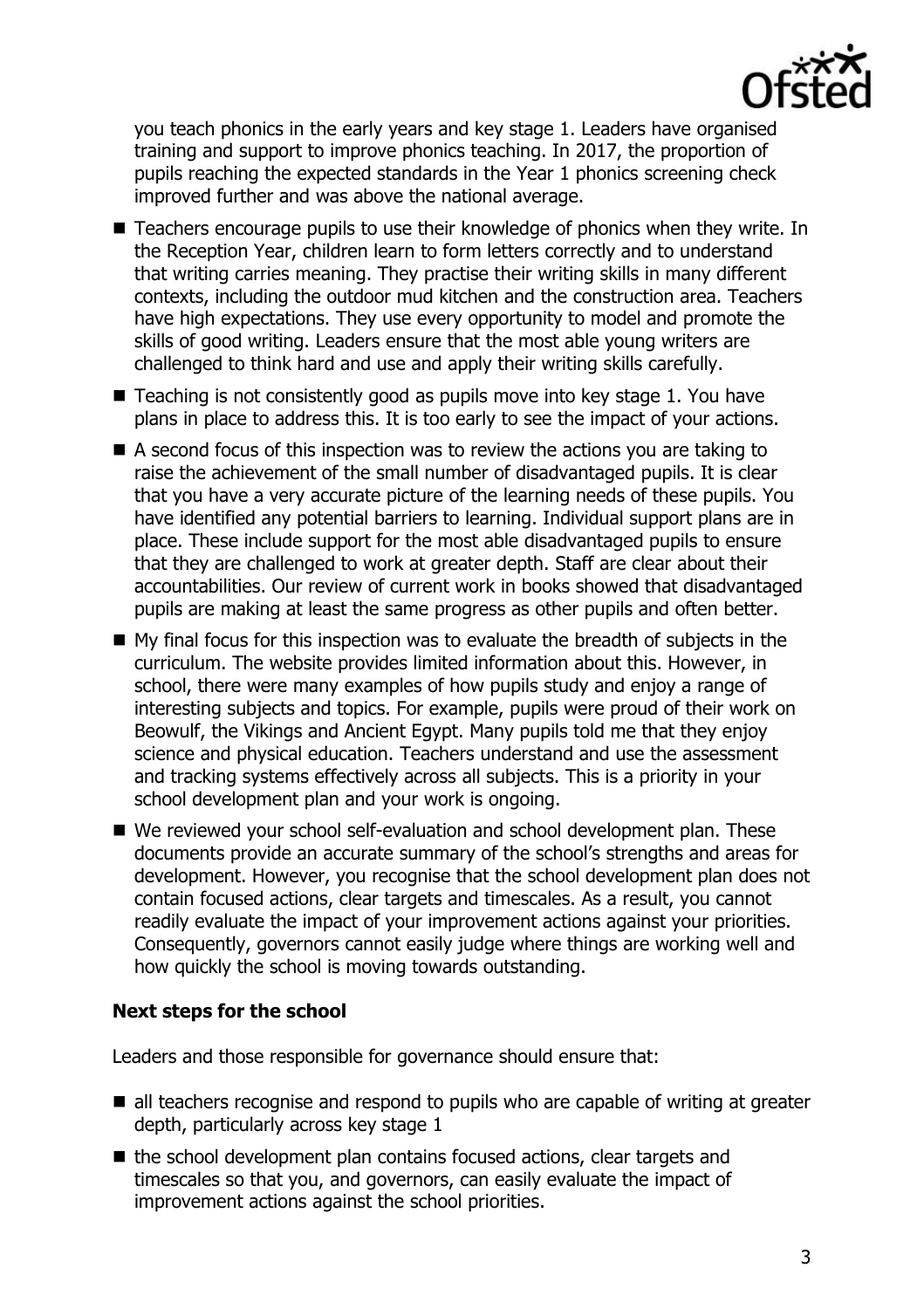you teach phonics in the early years and key stage 1. Leaders have organised training and support to improve phonics teaching. In 2017, the proportion of pupils reaching the expected standards in the Year 1 phonics screening check improved further and was above the national average.

- Teachers encourage pupils to use their knowledge of phonics when they write. In the Reception Year, children learn to form letters correctly and to understand that writing carries meaning. They practise their writing skills in many different contexts, including the outdoor mud kitchen and the construction area. Teachers have high expectations. They use every opportunity to model and promote the skills of good writing. Leaders ensure that the most able young writers are challenged to think hard and use and apply their writing skills carefully.
- Teaching is not consistently good as pupils move into key stage 1. You have plans in place to address this. It is too early to see the impact of your actions.
- A second focus of this inspection was to review the actions you are taking to raise the achievement of the small number of disadvantaged pupils. It is clear that you have a very accurate picture of the learning needs of these pupils. You have identified any potential barriers to learning. Individual support plans are in place. These include support for the most able disadvantaged pupils to ensure that they are challenged to work at greater depth. Staff are clear about their accountabilities. Our review of current work in books showed that disadvantaged pupils are making at least the same progress as other pupils and often better.
- My final focus for this inspection was to evaluate the breadth of subjects in the curriculum. The website provides limited information about this. However, in school, there were many examples of how pupils study and enjoy a range of interesting subjects and topics. For example, pupils were proud of their work on Beowulf, the Vikings and Ancient Egypt. Many pupils told me that they enjoy science and physical education. Teachers understand and use the assessment and tracking systems effectively across all subjects. This is a priority in your school development plan and your work is ongoing.
- We reviewed your school self-evaluation and school development plan. These documents provide an accurate summary of the school's strengths and areas for development. However, you recognise that the school development plan does not contain focused actions, clear targets and timescales. As a result, you cannot readily evaluate the impact of your improvement actions against your priorities. Consequently, governors cannot easily judge where things are working well and how quickly the school is moving towards outstanding.

**Next steps for the school**

Leaders and those responsible for governance should ensure that:

- all teachers recognise and respond to pupils who are capable of writing at greater depth, particularly across key stage 1
- the school development plan contains focused actions, clear targets and timescales so that you, and governors, can easily evaluate the impact of improvement actions against the school priorities.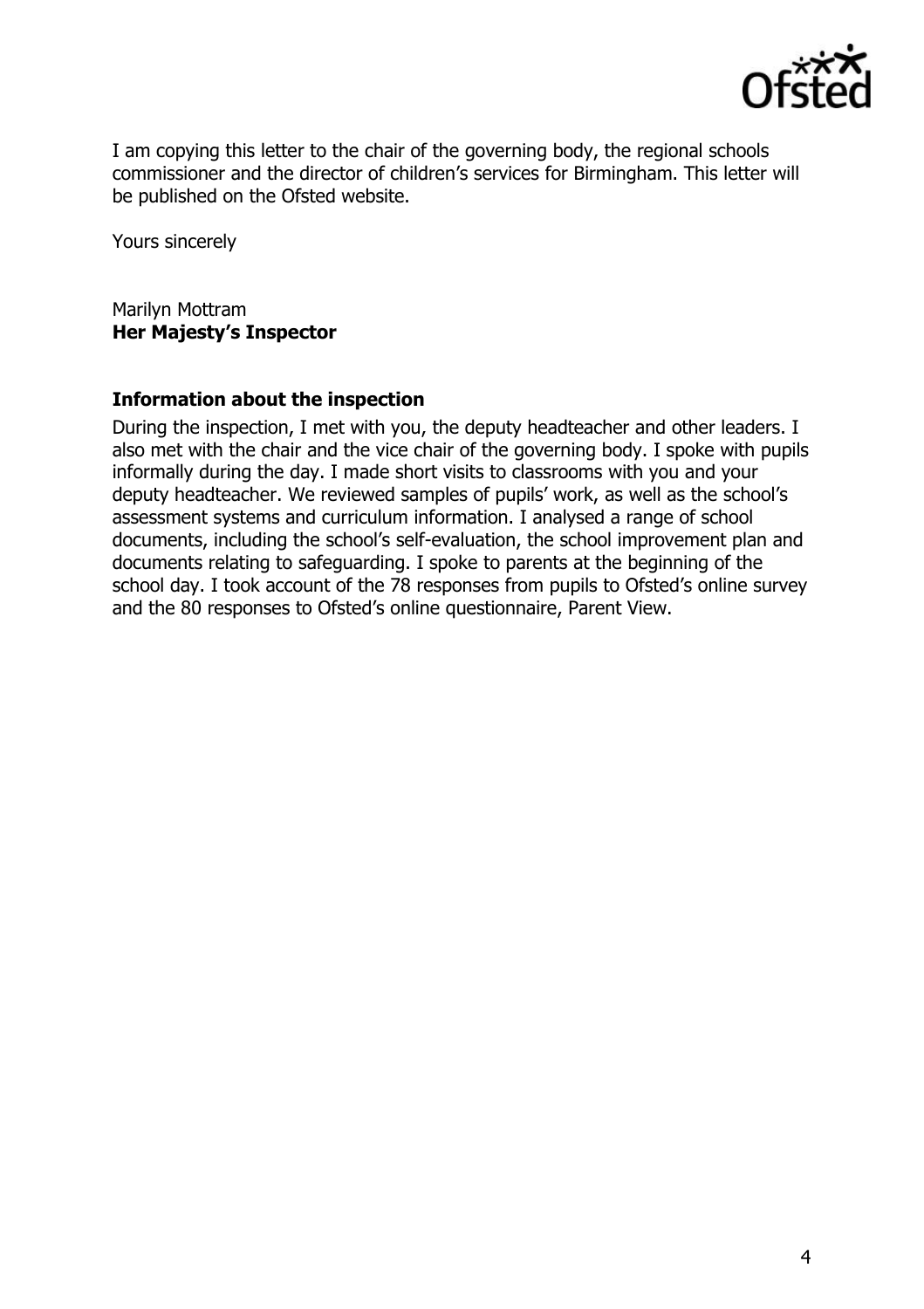I am copying this letter to the chair of the governing body, the regional schools commissioner and the director of children's services for Birmingham. This letter will be published on the Ofsted website.

Yours sincerely

Marilyn Mottram
**Her Majesty's Inspector**

### Information about the inspection

During the inspection, I met with you, the deputy headteacher and other leaders. I also met with the chair and the vice chair of the governing body. I spoke with pupils informally during the day. I made short visits to classrooms with you and your deputy headteacher. We reviewed samples of pupils' work, as well as the school's assessment systems and curriculum information. I analysed a range of school documents, including the school's self-evaluation, the school improvement plan and documents relating to safeguarding. I spoke to parents at the beginning of the school day. I took account of the 78 responses from pupils to Ofsted's online survey and the 80 responses to Ofsted's online questionnaire, Parent View.